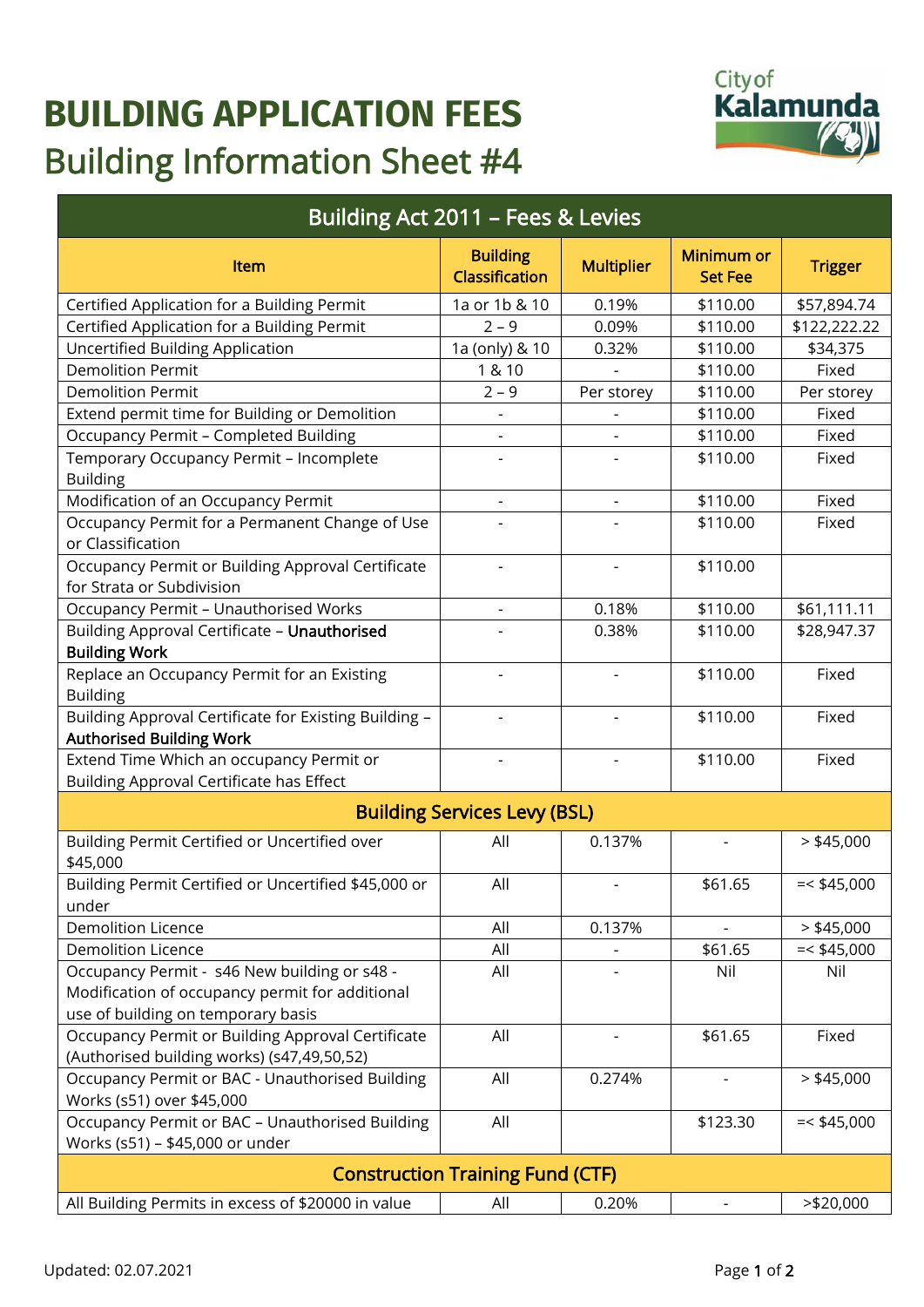# BUILDING APPLICATION FEES

## Building Information Sheet #4

| Building Act 2011 – Fees & Levies | | | | |
|---|---|---|---|---|
| **Item** | **Building Classification** | **Multiplier** | **Minimum or Set Fee** | **Trigger** |
| Certified Application for a Building Permit | 1a or 1b & 10 | 0.19% | $110.00 | $57,894.74 |
| Certified Application for a Building Permit | 2 – 9 | 0.09% | $110.00 | $122,222.22 |
| Uncertified Building Application | 1a (only) & 10 | 0.32% | $110.00 | $34,375 |
| Demolition Permit | 1 & 10 | - | $110.00 | Fixed |
| Demolition Permit | 2 – 9 | Per storey | $110.00 | Per storey |
| Extend permit time for Building or Demolition | - | - | $110.00 | Fixed |
| Occupancy Permit – Completed Building | - | - | $110.00 | Fixed |
| Temporary Occupancy Permit – Incomplete Building | - | - | $110.00 | Fixed |
| Modification of an Occupancy Permit | - | - | $110.00 | Fixed |
| Occupancy Permit for a Permanent Change of Use or Classification | - | - | $110.00 | Fixed |
| Occupancy Permit or Building Approval Certificate for Strata or Subdivision | - | - | $110.00 | |
| Occupancy Permit – Unauthorised Works | - | 0.18% | $110.00 | $61,111.11 |
| Building Approval Certificate – **Unauthorised Building Work** | - | 0.38% | $110.00 | $28,947.37 |
| Replace an Occupancy Permit for an Existing Building | - | - | $110.00 | Fixed |
| Building Approval Certificate for Existing Building – **Authorised Building Work** | - | - | $110.00 | Fixed |
| Extend Time Which an occupancy Permit or Building Approval Certificate has Effect | - | - | $110.00 | Fixed |
| **Building Services Levy (BSL)** | | | | |
| Building Permit Certified or Uncertified over $45,000 | All | 0.137% | - | > $45,000 |
| Building Permit Certified or Uncertified $45,000 or under | All | - | $61.65 | =< $45,000 |
| Demolition Licence | All | 0.137% | - | > $45,000 |
| Demolition Licence | All | - | $61.65 | =< $45,000 |
| Occupancy Permit - s46 New building or s48 - Modification of occupancy permit for additional use of building on temporary basis | All | - | Nil | Nil |
| Occupancy Permit or Building Approval Certificate (Authorised building works) (s47,49,50,52) | All | - | $61.65 | Fixed |
| Occupancy Permit or BAC - Unauthorised Building Works (s51) over $45,000 | All | 0.274% | - | > $45,000 |
| Occupancy Permit or BAC – Unauthorised Building Works (s51) – $45,000 or under | All | | $123.30 | =< $45,000 |
| **Construction Training Fund (CTF)** | | | | |
| All Building Permits in excess of $20000 in value | All | 0.20% | - | >$20,000 |

Updated: 02.07.2021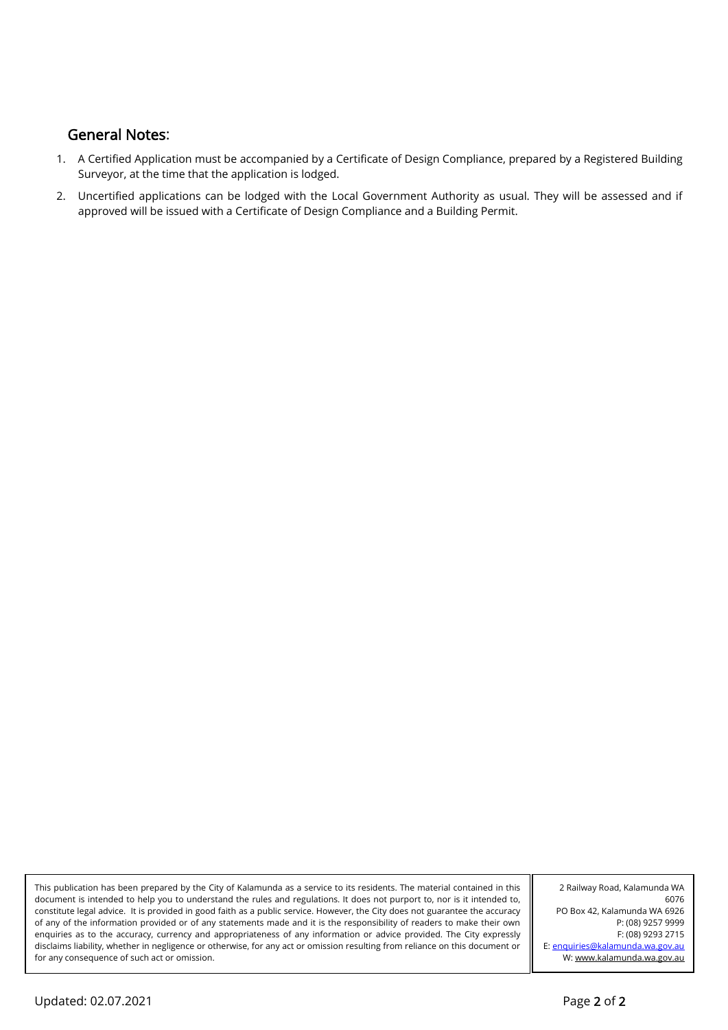## General Notes:

1. A Certified Application must be accompanied by a Certificate of Design Compliance, prepared by a Registered Building Surveyor, at the time that the application is lodged.
2. Uncertified applications can be lodged with the Local Government Authority as usual. They will be assessed and if approved will be issued with a Certificate of Design Compliance and a Building Permit.

This publication has been prepared by the City of Kalamunda as a service to its residents. The material contained in this document is intended to help you to understand the rules and regulations. It does not purport to, nor is it intended to, constitute legal advice. It is provided in good faith as a public service. However, the City does not guarantee the accuracy of any of the information provided or of any statements made and it is the responsibility of readers to make their own enquiries as to the accuracy, currency and appropriateness of any information or advice provided. The City expressly disclaims liability, whether in negligence or otherwise, for any act or omission resulting from reliance on this document or for any consequence of such act or omission.

2 Railway Road, Kalamunda WA 6076
PO Box 42, Kalamunda WA 6926
P: (08) 9257 9999
F: (08) 9293 2715
E: enquiries@kalamunda.wa.gov.au
W: www.kalamunda.wa.gov.au

Updated: 02.07.2021